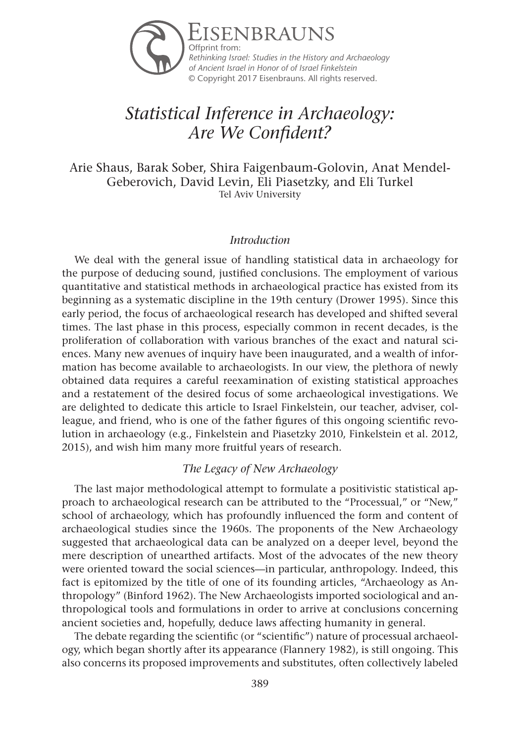Eisenbrauns
Offprint from:
*Rethinking Israel: Studies in the History and Archaeology of Ancient Israel in Honor of of Israel Finkelstein*
© Copyright 2017 Eisenbrauns. All rights reserved.

# *Statistical Inference in Archaeology: Are We Confident?*

Arie Shaus, Barak Sober, Shira Faigenbaum-Golovin, Anat Mendel-Geberovich, David Levin, Eli Piasetzky, and Eli Turkel
Tel Aviv University

## *Introduction*

We deal with the general issue of handling statistical data in archaeology for the purpose of deducing sound, justified conclusions. The employment of various quantitative and statistical methods in archaeological practice has existed from its beginning as a systematic discipline in the 19th century (Drower 1995). Since this early period, the focus of archaeological research has developed and shifted several times. The last phase in this process, especially common in recent decades, is the proliferation of collaboration with various branches of the exact and natural sciences. Many new avenues of inquiry have been inaugurated, and a wealth of information has become available to archaeologists. In our view, the plethora of newly obtained data requires a careful reexamination of existing statistical approaches and a restatement of the desired focus of some archaeological investigations. We are delighted to dedicate this article to Israel Finkelstein, our teacher, adviser, colleague, and friend, who is one of the father figures of this ongoing scientific revolution in archaeology (e.g., Finkelstein and Piasetzky 2010, Finkelstein et al. 2012, 2015), and wish him many more fruitful years of research.

## *The Legacy of New Archaeology*

The last major methodological attempt to formulate a positivistic statistical approach to archaeological research can be attributed to the "Processual," or "New," school of archaeology, which has profoundly influenced the form and content of archaeological studies since the 1960s. The proponents of the New Archaeology suggested that archaeological data can be analyzed on a deeper level, beyond the mere description of unearthed artifacts. Most of the advocates of the new theory were oriented toward the social sciences—in particular, anthropology. Indeed, this fact is epitomized by the title of one of its founding articles, "Archaeology as Anthropology" (Binford 1962). The New Archaeologists imported sociological and anthropological tools and formulations in order to arrive at conclusions concerning ancient societies and, hopefully, deduce laws affecting humanity in general.

The debate regarding the scientific (or "scientific") nature of processual archaeology, which began shortly after its appearance (Flannery 1982), is still ongoing. This also concerns its proposed improvements and substitutes, often collectively labeled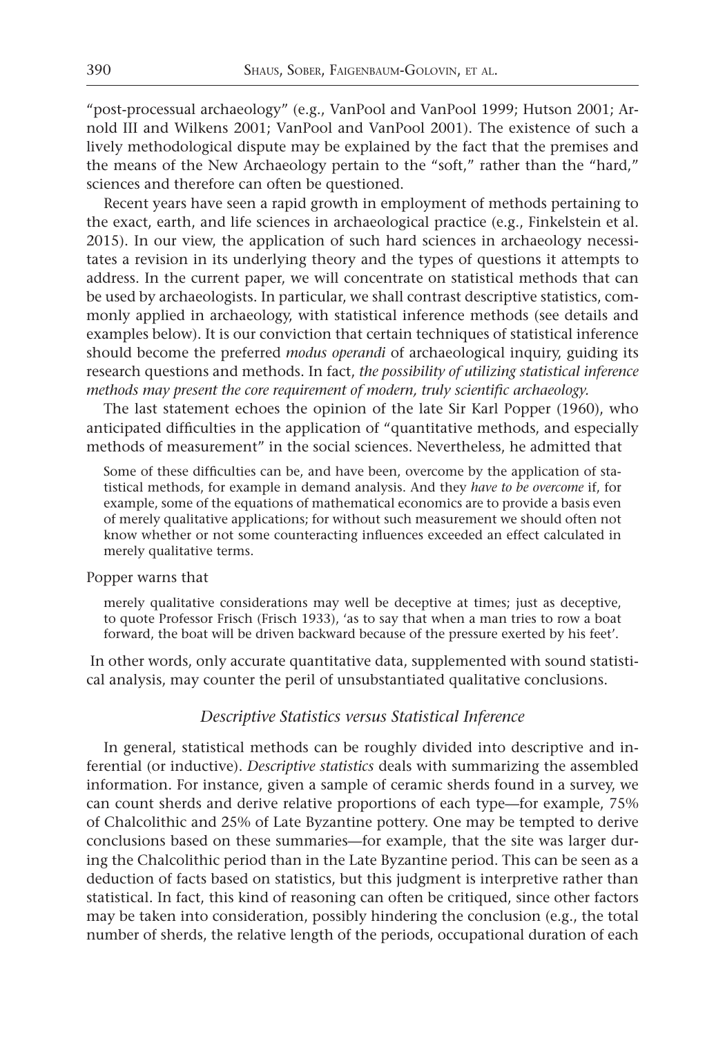"post-processual archaeology" (e.g., VanPool and VanPool 1999; Hutson 2001; Arnold III and Wilkens 2001; VanPool and VanPool 2001). The existence of such a lively methodological dispute may be explained by the fact that the premises and the means of the New Archaeology pertain to the "soft," rather than the "hard," sciences and therefore can often be questioned.

Recent years have seen a rapid growth in employment of methods pertaining to the exact, earth, and life sciences in archaeological practice (e.g., Finkelstein et al. 2015). In our view, the application of such hard sciences in archaeology necessitates a revision in its underlying theory and the types of questions it attempts to address. In the current paper, we will concentrate on statistical methods that can be used by archaeologists. In particular, we shall contrast descriptive statistics, commonly applied in archaeology, with statistical inference methods (see details and examples below). It is our conviction that certain techniques of statistical inference should become the preferred *modus operandi* of archaeological inquiry, guiding its research questions and methods. In fact, *the possibility of utilizing statistical inference methods may present the core requirement of modern, truly scientific archaeology.*

The last statement echoes the opinion of the late Sir Karl Popper (1960), who anticipated difficulties in the application of "quantitative methods, and especially methods of measurement" in the social sciences. Nevertheless, he admitted that

> Some of these difficulties can be, and have been, overcome by the application of statistical methods, for example in demand analysis. And they *have to be overcome* if, for example, some of the equations of mathematical economics are to provide a basis even of merely qualitative applications; for without such measurement we should often not know whether or not some counteracting influences exceeded an effect calculated in merely qualitative terms.

Popper warns that

> merely qualitative considerations may well be deceptive at times; just as deceptive, to quote Professor Frisch (Frisch 1933), 'as to say that when a man tries to row a boat forward, the boat will be driven backward because of the pressure exerted by his feet'.

In other words, only accurate quantitative data, supplemented with sound statistical analysis, may counter the peril of unsubstantiated qualitative conclusions.

### *Descriptive Statistics versus Statistical Inference*

In general, statistical methods can be roughly divided into descriptive and inferential (or inductive). *Descriptive statistics* deals with summarizing the assembled information. For instance, given a sample of ceramic sherds found in a survey, we can count sherds and derive relative proportions of each type—for example, 75% of Chalcolithic and 25% of Late Byzantine pottery. One may be tempted to derive conclusions based on these summaries—for example, that the site was larger during the Chalcolithic period than in the Late Byzantine period. This can be seen as a deduction of facts based on statistics, but this judgment is interpretive rather than statistical. In fact, this kind of reasoning can often be critiqued, since other factors may be taken into consideration, possibly hindering the conclusion (e.g., the total number of sherds, the relative length of the periods, occupational duration of each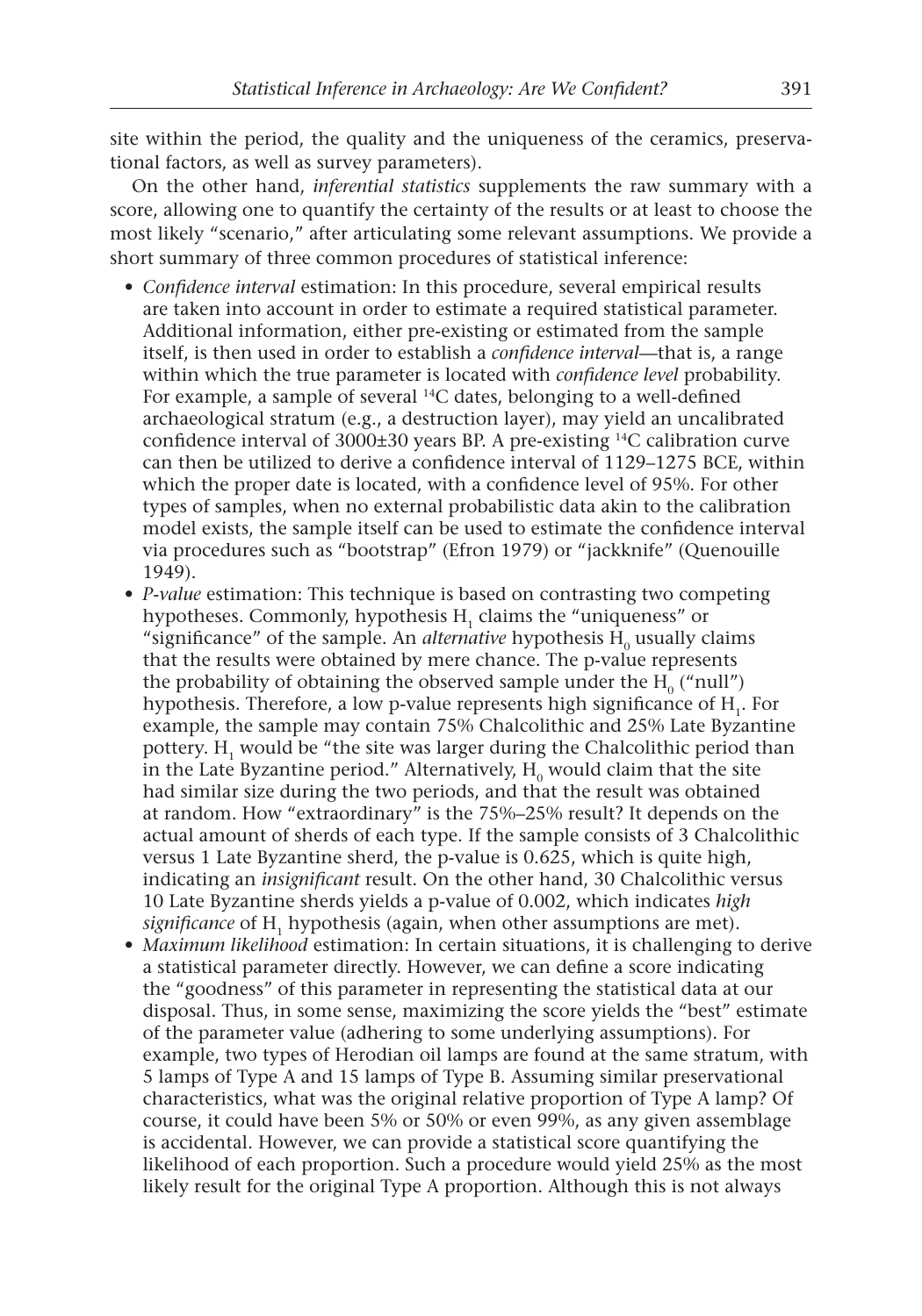site within the period, the quality and the uniqueness of the ceramics, preservational factors, as well as survey parameters).

On the other hand, *inferential statistics* supplements the raw summary with a score, allowing one to quantify the certainty of the results or at least to choose the most likely "scenario," after articulating some relevant assumptions. We provide a short summary of three common procedures of statistical inference:

- *Confidence interval* estimation: In this procedure, several empirical results are taken into account in order to estimate a required statistical parameter. Additional information, either pre-existing or estimated from the sample itself, is then used in order to establish a *confidence interval*—that is, a range within which the true parameter is located with *confidence level* probability. For example, a sample of several $^{14}C$ dates, belonging to a well-defined archaeological stratum (e.g., a destruction layer), may yield an uncalibrated confidence interval of 3000±30 years BP. A pre-existing $^{14}C$ calibration curve can then be utilized to derive a confidence interval of 1129–1275 BCE, within which the proper date is located, with a confidence level of 95%. For other types of samples, when no external probabilistic data akin to the calibration model exists, the sample itself can be used to estimate the confidence interval via procedures such as "bootstrap" (Efron 1979) or "jackknife" (Quenouille 1949).
- *P-value* estimation: This technique is based on contrasting two competing hypotheses. Commonly, hypothesis $H_1$ claims the "uniqueness" or "significance" of the sample. An *alternative* hypothesis $H_0$ usually claims that the results were obtained by mere chance. The p-value represents the probability of obtaining the observed sample under the $H_0$ ("null") hypothesis. Therefore, a low p-value represents high significance of $H_1$. For example, the sample may contain 75% Chalcolithic and 25% Late Byzantine pottery. $H_1$ would be "the site was larger during the Chalcolithic period than in the Late Byzantine period." Alternatively, $H_0$ would claim that the site had similar size during the two periods, and that the result was obtained at random. How "extraordinary" is the 75%–25% result? It depends on the actual amount of sherds of each type. If the sample consists of 3 Chalcolithic versus 1 Late Byzantine sherd, the p-value is 0.625, which is quite high, indicating an *insignificant* result. On the other hand, 30 Chalcolithic versus 10 Late Byzantine sherds yields a p-value of 0.002, which indicates *high significance* of $H_1$ hypothesis (again, when other assumptions are met).
- *Maximum likelihood* estimation: In certain situations, it is challenging to derive a statistical parameter directly. However, we can define a score indicating the "goodness" of this parameter in representing the statistical data at our disposal. Thus, in some sense, maximizing the score yields the "best" estimate of the parameter value (adhering to some underlying assumptions). For example, two types of Herodian oil lamps are found at the same stratum, with 5 lamps of Type A and 15 lamps of Type B. Assuming similar preservational characteristics, what was the original relative proportion of Type A lamp? Of course, it could have been 5% or 50% or even 99%, as any given assemblage is accidental. However, we can provide a statistical score quantifying the likelihood of each proportion. Such a procedure would yield 25% as the most likely result for the original Type A proportion. Although this is not always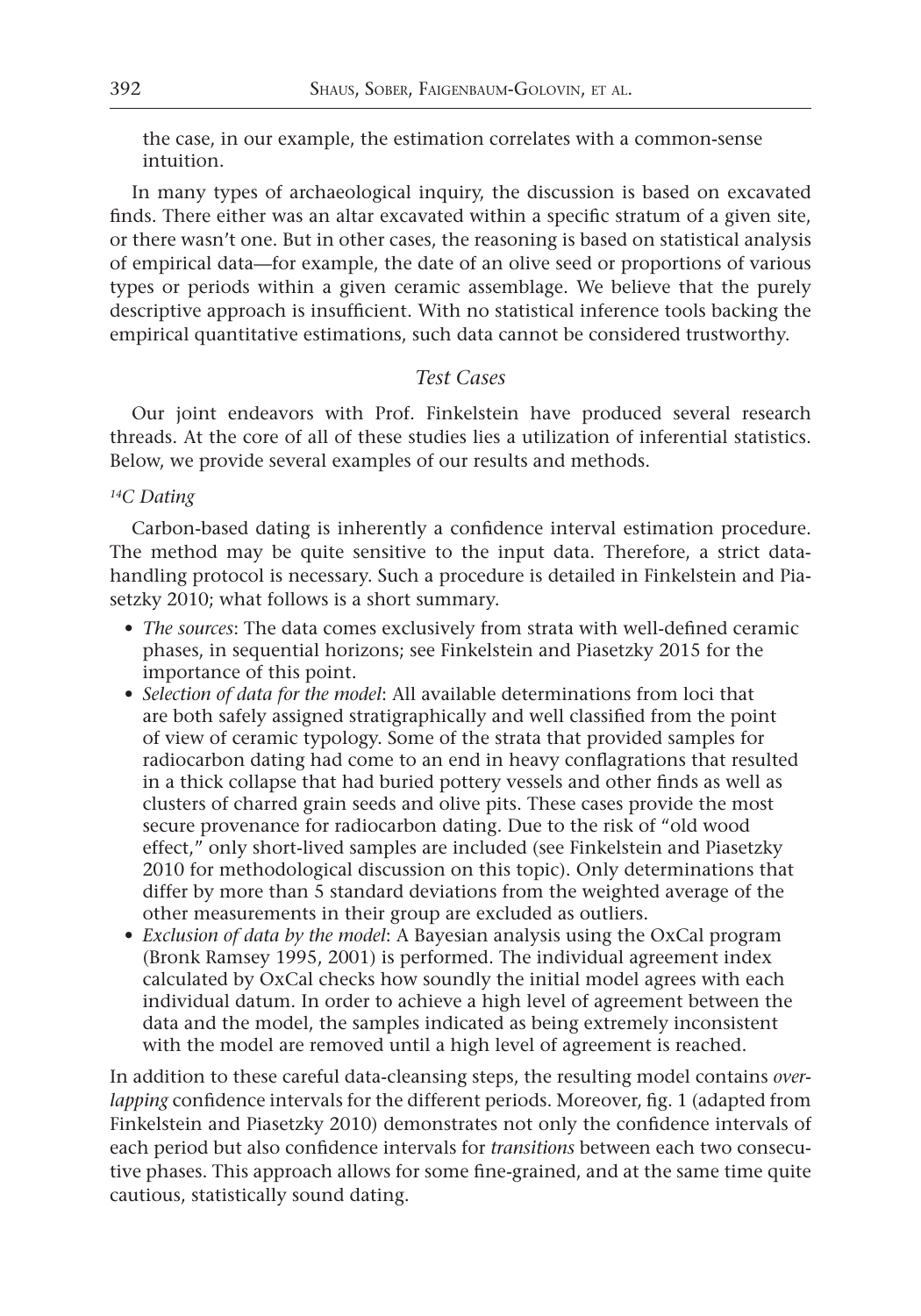the case, in our example, the estimation correlates with a common-sense intuition.

In many types of archaeological inquiry, the discussion is based on excavated finds. There either was an altar excavated within a specific stratum of a given site, or there wasn't one. But in other cases, the reasoning is based on statistical analysis of empirical data—for example, the date of an olive seed or proportions of various types or periods within a given ceramic assemblage. We believe that the purely descriptive approach is insufficient. With no statistical inference tools backing the empirical quantitative estimations, such data cannot be considered trustworthy.

### *Test Cases*

Our joint endeavors with Prof. Finkelstein have produced several research threads. At the core of all of these studies lies a utilization of inferential statistics. Below, we provide several examples of our results and methods.

#### *$^{14}$C Dating*

Carbon-based dating is inherently a confidence interval estimation procedure. The method may be quite sensitive to the input data. Therefore, a strict data-handling protocol is necessary. Such a procedure is detailed in Finkelstein and Piasetzky 2010; what follows is a short summary.

- *The sources*: The data comes exclusively from strata with well-defined ceramic phases, in sequential horizons; see Finkelstein and Piasetzky 2015 for the importance of this point.
- *Selection of data for the model*: All available determinations from loci that are both safely assigned stratigraphically and well classified from the point of view of ceramic typology. Some of the strata that provided samples for radiocarbon dating had come to an end in heavy conflagrations that resulted in a thick collapse that had buried pottery vessels and other finds as well as clusters of charred grain seeds and olive pits. These cases provide the most secure provenance for radiocarbon dating. Due to the risk of "old wood effect," only short-lived samples are included (see Finkelstein and Piasetzky 2010 for methodological discussion on this topic). Only determinations that differ by more than 5 standard deviations from the weighted average of the other measurements in their group are excluded as outliers.
- *Exclusion of data by the model*: A Bayesian analysis using the OxCal program (Bronk Ramsey 1995, 2001) is performed. The individual agreement index calculated by OxCal checks how soundly the initial model agrees with each individual datum. In order to achieve a high level of agreement between the data and the model, the samples indicated as being extremely inconsistent with the model are removed until a high level of agreement is reached.

In addition to these careful data-cleansing steps, the resulting model contains *overlapping* confidence intervals for the different periods. Moreover, fig. 1 (adapted from Finkelstein and Piasetzky 2010) demonstrates not only the confidence intervals of each period but also confidence intervals for *transitions* between each two consecutive phases. This approach allows for some fine-grained, and at the same time quite cautious, statistically sound dating.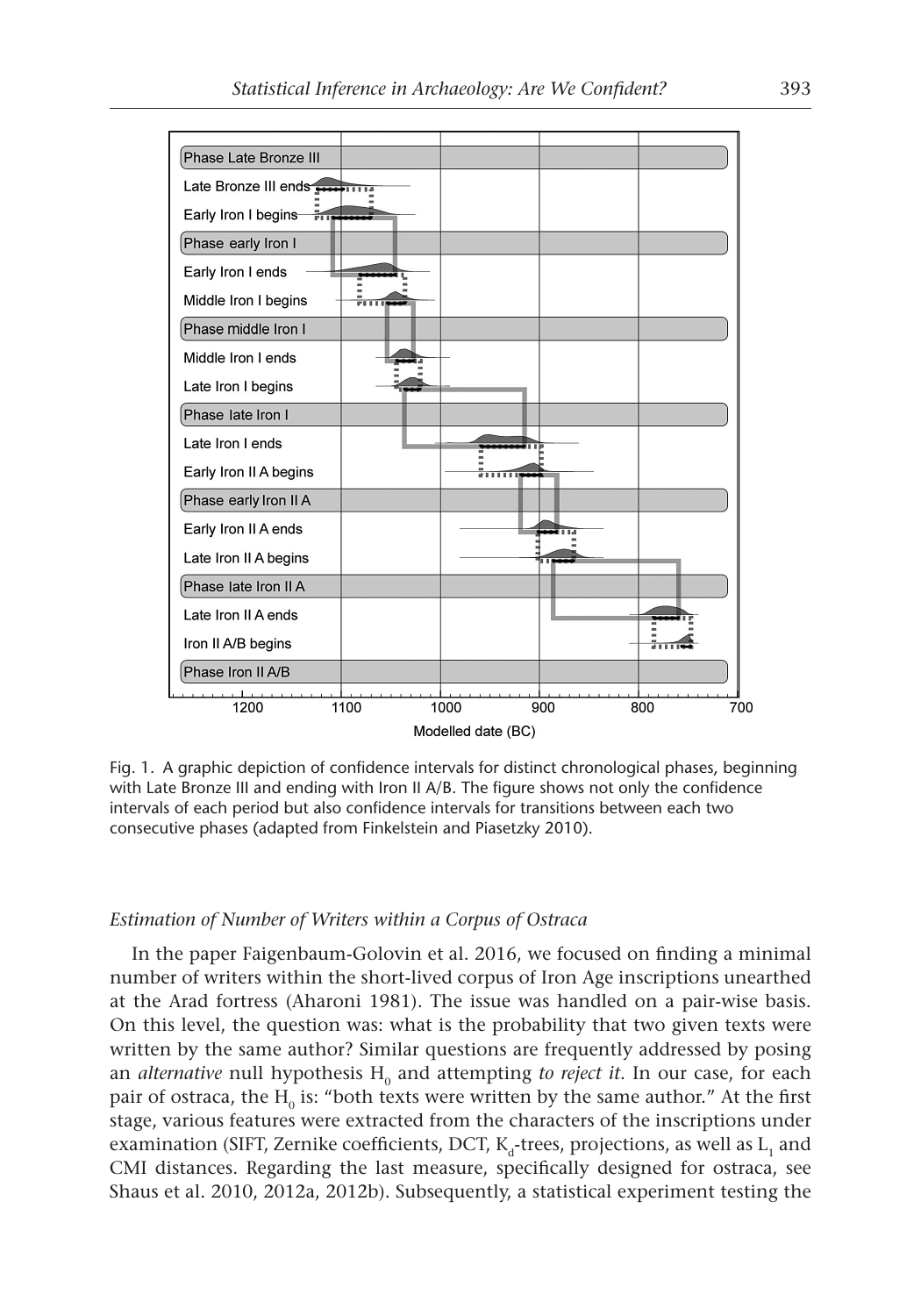Fig. 1. A graphic depiction of confidence intervals for distinct chronological phases, beginning with Late Bronze III and ending with Iron II A/B. The figure shows not only the confidence intervals of each period but also confidence intervals for transitions between each two consecutive phases (adapted from Finkelstein and Piasetzky 2010).

### *Estimation of Number of Writers within a Corpus of Ostraca*

In the paper Faigenbaum-Golovin et al. 2016, we focused on finding a minimal number of writers within the short-lived corpus of Iron Age inscriptions unearthed at the Arad fortress (Aharoni 1981). The issue was handled on a pair-wise basis. On this level, the question was: what is the probability that two given texts were written by the same author? Similar questions are frequently addressed by posing an *alternative* null hypothesis $H_0$ and attempting *to reject it*. In our case, for each pair of ostraca, the $H_0$ is: "both texts were written by the same author." At the first stage, various features were extracted from the characters of the inscriptions under examination (SIFT, Zernike coefficients, DCT, $K_d$-trees, projections, as well as $L_1$ and CMI distances. Regarding the last measure, specifically designed for ostraca, see Shaus et al. 2010, 2012a, 2012b). Subsequently, a statistical experiment testing the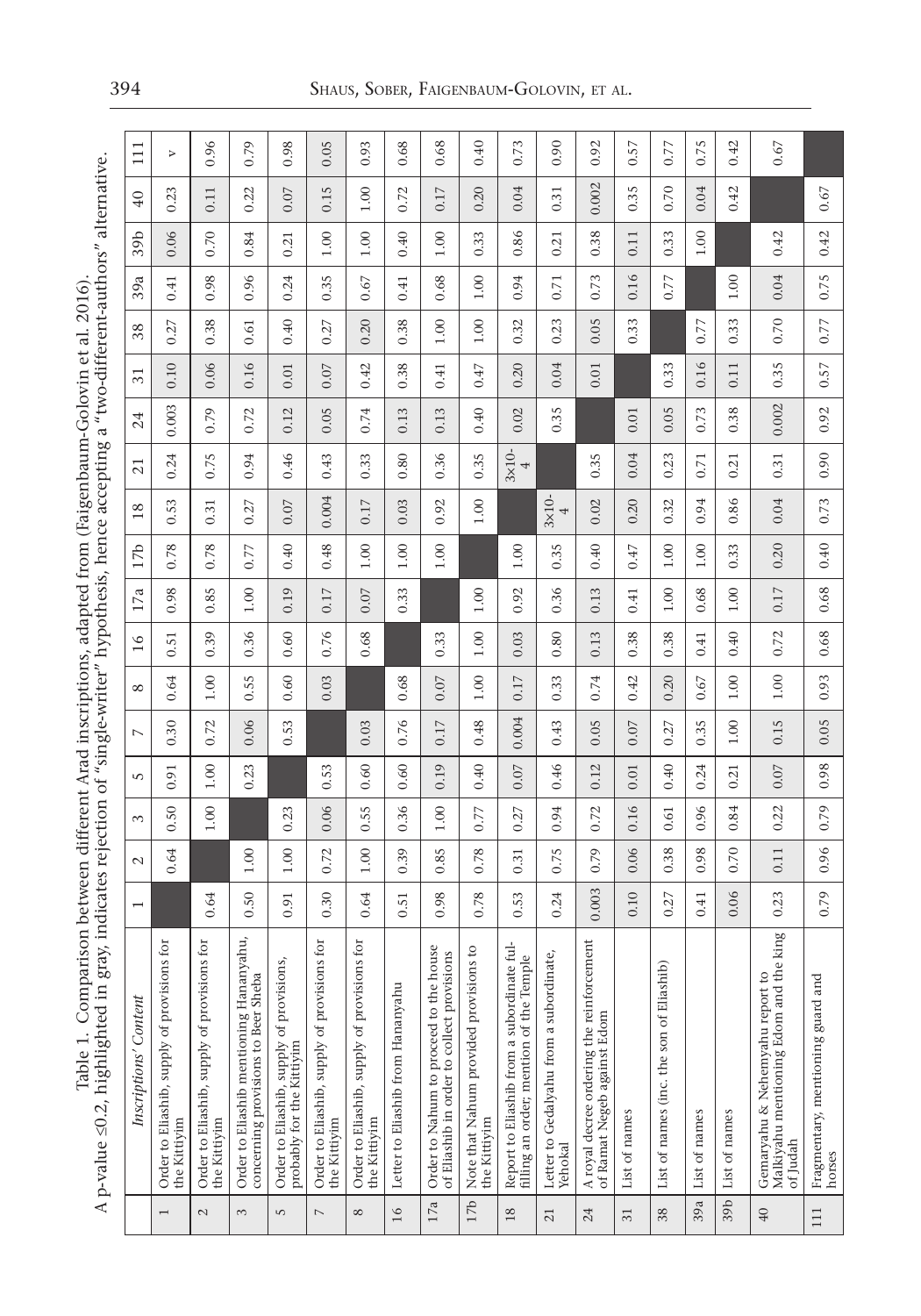Table 1. Comparison between different Arad inscriptions, adapted from (Faigenbaum-Golovin et al. 2016). A p-value ≤0.2, highlighted in gray, indicates rejection of "single-writer" hypothesis, hence accepting a "two-different-authors" alternative.

| | Inscriptions' Content | 1 | 2 | 3 | 5 | 7 | 8 | 16 | 17a | 17b | 18 | 21 | 24 | 31 | 38 | 39a | 39b | 40 | 111 |
|---|---|---|---|---|---|---|---|---|---|---|---|---|---|---|---|---|---|---|---|
| 1 | Order to Eliashib, supply of provisions for the Kittiyim | | 0.64 | 0.50 | 0.91 | 0.30 | 0.64 | 0.51 | 0.98 | 0.78 | 0.53 | 0.24 | 0.003 | 0.10 | 0.27 | 0.41 | 0.06 | 0.23 | v |
| 2 | Order to Eliashib, supply of provisions for the Kittiyim | 0.64 | | 1.00 | 1.00 | 0.72 | 1.00 | 0.39 | 0.85 | 0.78 | 0.31 | 0.75 | 0.79 | 0.06 | 0.38 | 0.98 | 0.70 | 0.11 | 0.96 |
| 3 | Order to Eliashib mentioning Hananyahu, concerning provisions to Beer Sheba | 0.50 | 1.00 | | 0.23 | 0.06 | 0.55 | 0.36 | 1.00 | 0.77 | 0.27 | 0.94 | 0.72 | 0.16 | 0.61 | 0.96 | 0.84 | 0.22 | 0.79 |
| 5 | Order to Eliashib, supply of provisions, probably for the Kittiyim | 0.91 | 1.00 | 0.23 | | 0.53 | 0.60 | 0.60 | 0.19 | 0.40 | 0.07 | 0.46 | 0.12 | 0.01 | 0.40 | 0.24 | 0.21 | 0.07 | 0.98 |
| 7 | Order to Eliashib, supply of provisions for the Kittiyim | 0.30 | 0.72 | 0.06 | 0.53 | | 0.03 | 0.76 | 0.17 | 0.48 | 0.004 | 0.43 | 0.05 | 0.07 | 0.27 | 0.35 | 1.00 | 0.15 | 0.05 |
| 8 | Order to Eliashib, supply of provisions for the Kittiyim | 0.64 | 1.00 | 0.55 | 0.60 | 0.03 | | 0.68 | 0.07 | 1.00 | 0.17 | 0.33 | 0.74 | 0.42 | 0.20 | 0.67 | 1.00 | 1.00 | 0.93 |
| 16 | Letter to Eliashib from Hananyahu | 0.51 | 0.39 | 0.36 | 0.60 | 0.76 | 0.68 | | 0.33 | 1.00 | 0.03 | 0.80 | 0.13 | 0.38 | 0.38 | 0.41 | 0.40 | 0.72 | 0.68 |
| 17a | Order to Nahum to proceed to the house of Eliashib in order to collect provisions | 0.98 | 0.85 | 1.00 | 0.19 | 0.17 | 0.07 | 0.33 | | 1.00 | 0.92 | 0.36 | 0.13 | 0.41 | 1.00 | 0.68 | 1.00 | 0.17 | 0.68 |
| 17b | Note that Nahum provided provisions to the Kittiyim | 0.78 | 0.78 | 0.77 | 0.40 | 0.48 | 1.00 | 1.00 | 1.00 | | 1.00 | 0.35 | 0.40 | 0.47 | 1.00 | 1.00 | 0.33 | 0.20 | 0.40 |
| 18 | Report to Eliashib from a subordinate fulfilling an order; mention of the Temple | 0.53 | 0.31 | 0.27 | 0.07 | 0.004 | 0.17 | 0.03 | 0.92 | 1.00 | | $3\times10^{-4}$ | 0.02 | 0.20 | 0.32 | 0.94 | 0.86 | 0.04 | 0.73 |
| 21 | Letter to Gedalyahu from a subordinate, Yehokal | 0.24 | 0.75 | 0.94 | 0.46 | 0.43 | 0.33 | 0.80 | 0.36 | 0.35 | $3\times10^{-4}$ | | 0.35 | 0.04 | 0.23 | 0.71 | 0.21 | 0.31 | 0.90 |
| 24 | A royal decree ordering the reinforcement of Ramat Negeb against Edom | 0.003 | 0.79 | 0.72 | 0.12 | 0.05 | 0.74 | 0.13 | 0.13 | 0.40 | 0.02 | 0.35 | | 0.01 | 0.05 | 0.73 | 0.38 | 0.002 | 0.92 |
| 31 | List of names | 0.10 | 0.06 | 0.16 | 0.01 | 0.07 | 0.42 | 0.38 | 0.41 | 0.47 | 0.20 | 0.04 | 0.01 | | 0.33 | 0.16 | 0.11 | 0.35 | 0.57 |
| 38 | List of names (inc. the son of Eliashib) | 0.27 | 0.38 | 0.61 | 0.40 | 0.27 | 0.20 | 0.38 | 1.00 | 1.00 | 0.32 | 0.23 | 0.05 | 0.33 | | 0.77 | 0.33 | 0.70 | 0.77 |
| 39a | List of names | 0.41 | 0.98 | 0.96 | 0.24 | 0.35 | 0.67 | 0.41 | 0.68 | 1.00 | 0.94 | 0.71 | 0.73 | 0.16 | 0.77 | | 1.00 | 0.04 | 0.75 |
| 39b | List of names | 0.06 | 0.70 | 0.84 | 0.21 | 1.00 | 1.00 | 0.40 | 1.00 | 0.33 | 0.86 | 0.21 | 0.38 | 0.11 | 0.33 | 1.00 | | 0.42 | 0.42 |
| 40 | Gemaryahu & Nehemyahu report to Malkiyahu mentioning Edom and the king of Judah | 0.23 | 0.11 | 0.22 | 0.07 | 0.15 | 1.00 | 0.72 | 0.17 | 0.20 | 0.04 | 0.31 | 0.002 | 0.35 | 0.70 | 0.04 | 0.42 | | 0.67 |
| 111 | Fragmentary, mentioning guard and horses | 0.79 | 0.96 | 0.79 | 0.98 | 0.05 | 0.93 | 0.68 | 0.68 | 0.40 | 0.73 | 0.90 | 0.92 | 0.57 | 0.77 | 0.75 | 0.42 | 0.67 | |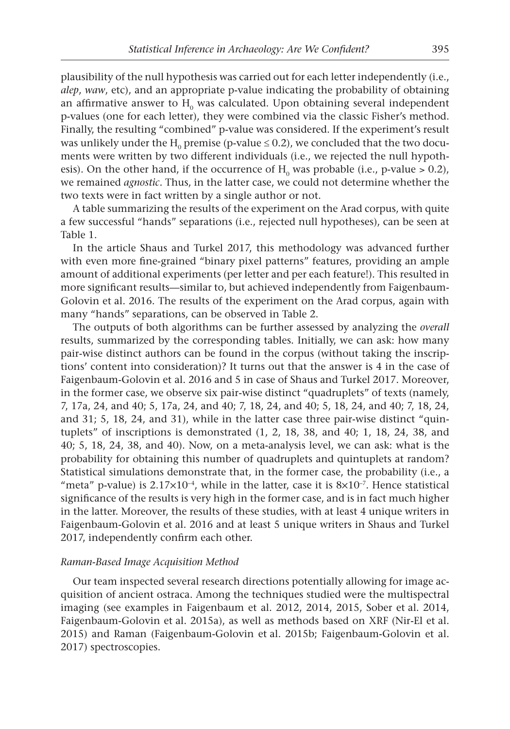plausibility of the null hypothesis was carried out for each letter independently (i.e., *alep*, *waw*, etc), and an appropriate p-value indicating the probability of obtaining an affirmative answer to $H_0$ was calculated. Upon obtaining several independent p-values (one for each letter), they were combined via the classic Fisher's method. Finally, the resulting "combined" p-value was considered. If the experiment's result was unlikely under the $H_0$ premise (p-value $\leq 0.2$), we concluded that the two documents were written by two different individuals (i.e., we rejected the null hypothesis). On the other hand, if the occurrence of $H_0$ was probable (i.e., p-value $> 0.2$), we remained *agnostic*. Thus, in the latter case, we could not determine whether the two texts were in fact written by a single author or not.

A table summarizing the results of the experiment on the Arad corpus, with quite a few successful "hands" separations (i.e., rejected null hypotheses), can be seen at Table 1.

In the article Shaus and Turkel 2017, this methodology was advanced further with even more fine-grained "binary pixel patterns" features, providing an ample amount of additional experiments (per letter and per each feature!). This resulted in more significant results—similar to, but achieved independently from Faigenbaum-Golovin et al. 2016. The results of the experiment on the Arad corpus, again with many "hands" separations, can be observed in Table 2.

The outputs of both algorithms can be further assessed by analyzing the *overall* results, summarized by the corresponding tables. Initially, we can ask: how many pair-wise distinct authors can be found in the corpus (without taking the inscriptions' content into consideration)? It turns out that the answer is 4 in the case of Faigenbaum-Golovin et al. 2016 and 5 in case of Shaus and Turkel 2017. Moreover, in the former case, we observe six pair-wise distinct "quadruplets" of texts (namely, 7, 17a, 24, and 40; 5, 17a, 24, and 40; 7, 18, 24, and 40; 5, 18, 24, and 40; 7, 18, 24, and 31; 5, 18, 24, and 31), while in the latter case three pair-wise distinct "quintuplets" of inscriptions is demonstrated (1, 2, 18, 38, and 40; 1, 18, 24, 38, and 40; 5, 18, 24, 38, and 40). Now, on a meta-analysis level, we can ask: what is the probability for obtaining this number of quadruplets and quintuplets at random? Statistical simulations demonstrate that, in the former case, the probability (i.e., a "meta" p-value) is $2.17\times10^{-4}$, while in the latter, case it is $8\times10^{-7}$. Hence statistical significance of the results is very high in the former case, and is in fact much higher in the latter. Moreover, the results of these studies, with at least 4 unique writers in Faigenbaum-Golovin et al. 2016 and at least 5 unique writers in Shaus and Turkel 2017, independently confirm each other.

### *Raman-Based Image Acquisition Method*

Our team inspected several research directions potentially allowing for image acquisition of ancient ostraca. Among the techniques studied were the multispectral imaging (see examples in Faigenbaum et al. 2012, 2014, 2015, Sober et al. 2014, Faigenbaum-Golovin et al. 2015a), as well as methods based on XRF (Nir-El et al. 2015) and Raman (Faigenbaum-Golovin et al. 2015b; Faigenbaum-Golovin et al. 2017) spectroscopies.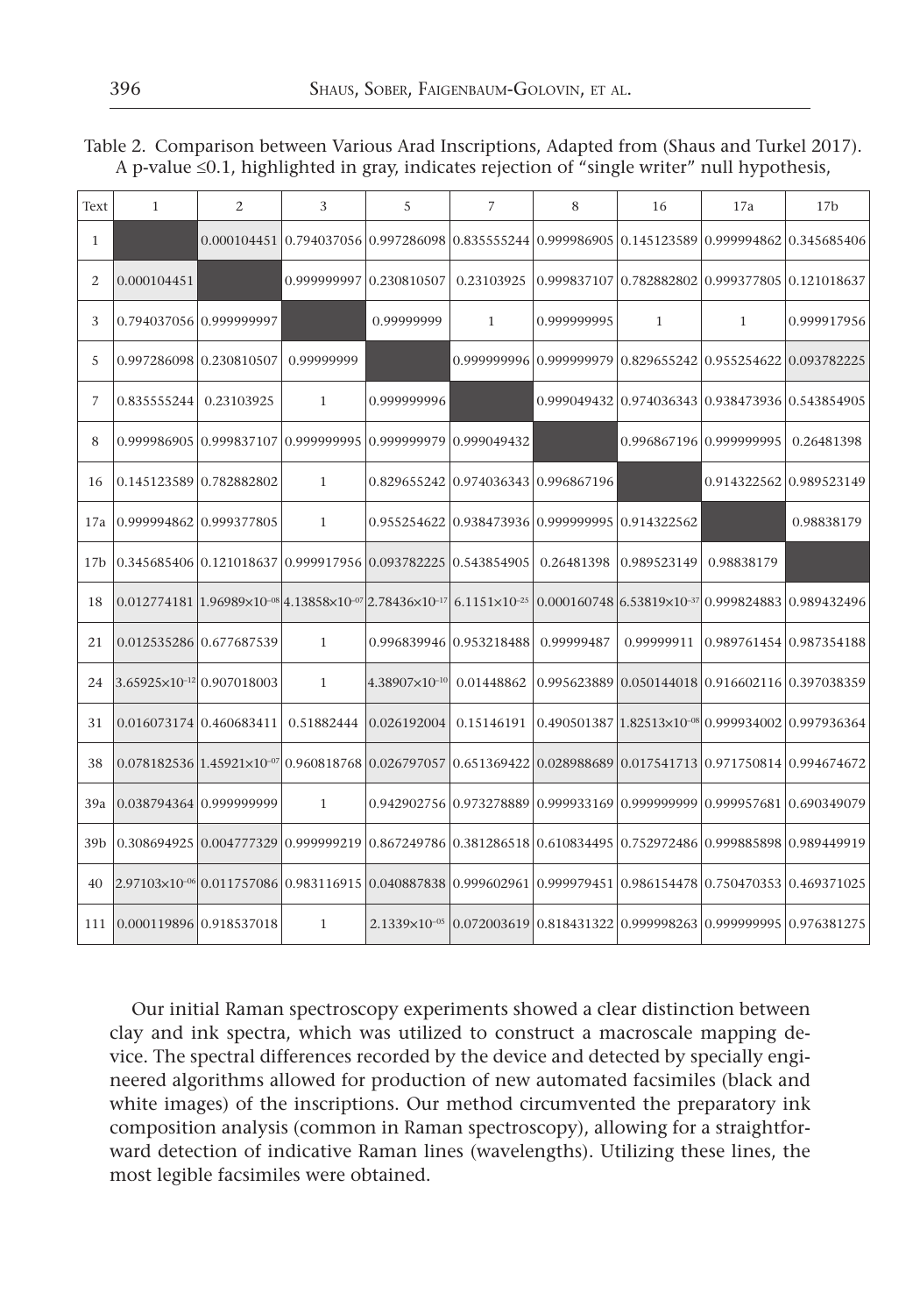Table 2. Comparison between Various Arad Inscriptions, Adapted from (Shaus and Turkel 2017). A p-value ≤0.1, highlighted in gray, indicates rejection of "single writer" null hypothesis,

| Text | 1 | 2 | 3 | 5 | 7 | 8 | 16 | 17a | 17b |
|---|---|---|---|---|---|---|---|---|---|
| 1 | | 0.000104451 | 0.794037056 | 0.997286098 | 0.835555244 | 0.999986905 | 0.145123589 | 0.999994862 | 0.345685406 |
| 2 | 0.000104451 | | 0.999999997 | 0.230810507 | 0.23103925 | 0.999837107 | 0.782882802 | 0.999377805 | 0.121018637 |
| 3 | 0.794037056 | 0.999999997 | | 0.99999999 | 1 | 0.999999995 | 1 | 1 | 0.999917956 |
| 5 | 0.997286098 | 0.230810507 | 0.99999999 | | 0.999999996 | 0.999999979 | 0.829655242 | 0.955254622 | 0.093782225 |
| 7 | 0.835555244 | 0.23103925 | 1 | 0.999999996 | | 0.999049432 | 0.974036343 | 0.938473936 | 0.543854905 |
| 8 | 0.999986905 | 0.999837107 | 0.999999995 | 0.999999979 | 0.999049432 | | 0.996867196 | 0.999999995 | 0.26481398 |
| 16 | 0.145123589 | 0.782882802 | 1 | 0.829655242 | 0.974036343 | 0.996867196 | | 0.914322562 | 0.989523149 |
| 17a | 0.999994862 | 0.999377805 | 1 | 0.955254622 | 0.938473936 | 0.999999995 | 0.914322562 | | 0.98838179 |
| 17b | 0.345685406 | 0.121018637 | 0.999917956 | 0.093782225 | 0.543854905 | 0.26481398 | 0.989523149 | 0.98838179 | |
| 18 | 0.012774181 | $1.96989\times10^{-08}$ | $4.13858\times10^{-07}$ | $2.78436\times10^{-17}$ | $6.1151\times10^{-25}$ | 0.000160748 | $6.53819\times10^{-37}$ | 0.999824883 | 0.989432496 |
| 21 | 0.012535286 | 0.677687539 | 1 | 0.996839946 | 0.953218488 | 0.99999487 | 0.99999911 | 0.989761454 | 0.987354188 |
| 24 | $3.65925\times10^{-12}$ | 0.907018003 | 1 | $4.38907\times10^{-10}$ | 0.01448862 | 0.995623889 | 0.050144018 | 0.916602116 | 0.397038359 |
| 31 | 0.016073174 | 0.460683411 | 0.51882444 | 0.026192004 | 0.15146191 | 0.490501387 | $1.82513\times10^{-08}$ | 0.999934002 | 0.997936364 |
| 38 | 0.078182536 | $1.45921\times10^{-07}$ | 0.960818768 | 0.026797057 | 0.651369422 | 0.028988689 | 0.017541713 | 0.971750814 | 0.994674672 |
| 39a | 0.038794364 | 0.999999999 | 1 | 0.942902756 | 0.973278889 | 0.999933169 | 0.999999999 | 0.999957681 | 0.690349079 |
| 39b | 0.308694925 | 0.004777329 | 0.999999219 | 0.867249786 | 0.381286518 | 0.610834495 | 0.752972486 | 0.999885898 | 0.989449919 |
| 40 | $2.97103\times10^{-06}$ | 0.011757086 | 0.983116915 | 0.040887838 | 0.999602961 | 0.999979451 | 0.986154478 | 0.750470353 | 0.469371025 |
| 111 | 0.000119896 | 0.918537018 | 1 | $2.1339\times10^{-05}$ | 0.072003619 | 0.818431322 | 0.999998263 | 0.999999995 | 0.976381275 |

Our initial Raman spectroscopy experiments showed a clear distinction between clay and ink spectra, which was utilized to construct a macroscale mapping device. The spectral differences recorded by the device and detected by specially engineered algorithms allowed for production of new automated facsimiles (black and white images) of the inscriptions. Our method circumvented the preparatory ink composition analysis (common in Raman spectroscopy), allowing for a straightforward detection of indicative Raman lines (wavelengths). Utilizing these lines, the most legible facsimiles were obtained.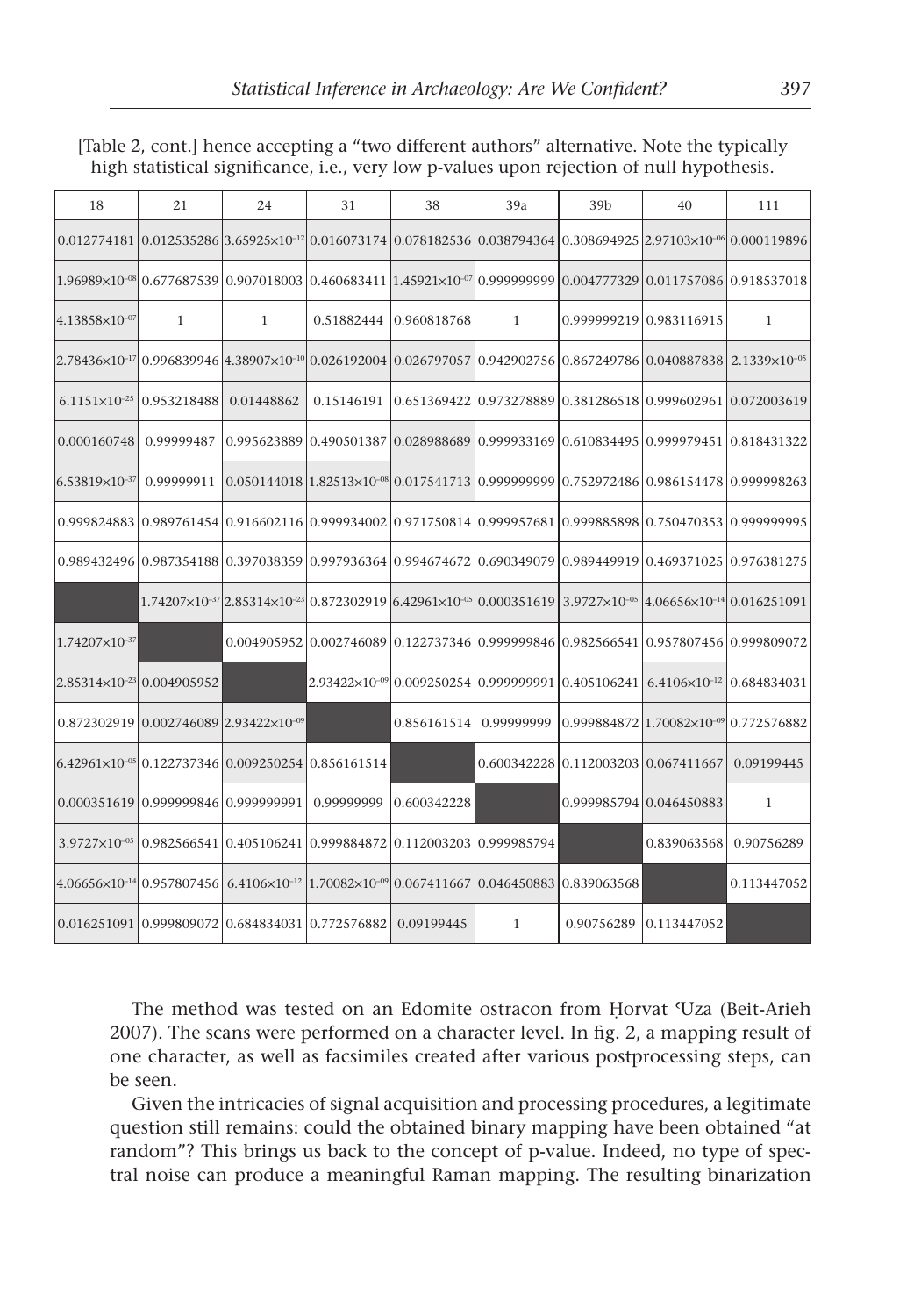[Table 2, cont.] hence accepting a "two different authors" alternative. Note the typically high statistical significance, i.e., very low p-values upon rejection of null hypothesis.

| 18 | 21 | 24 | 31 | 38 | 39a | 39b | 40 | 111 |
|---|---|---|---|---|---|---|---|---|
| 0.012774181 | 0.012535286 | $3.65925\times10^{-12}$ | 0.016073174 | 0.078182536 | 0.038794364 | 0.308694925 | $2.97103\times10^{-06}$ | 0.000119896 |
| $1.96989\times10^{-08}$ | 0.677687539 | 0.907018003 | 0.460683411 | $1.45921\times10^{-07}$ | 0.999999999 | 0.004777329 | 0.011757086 | 0.918537018 |
| $4.13858\times10^{-07}$ | 1 | 1 | 0.51882444 | 0.960818768 | 1 | 0.999999219 | 0.983116915 | 1 |
| $2.78436\times10^{-17}$ | 0.996839946 | $4.38907\times10^{-10}$ | 0.026192004 | 0.026797057 | 0.942902756 | 0.867249786 | 0.040887838 | $2.1339\times10^{-05}$ |
| $6.1151\times10^{-25}$ | 0.953218488 | 0.01448862 | 0.15146191 | 0.651369422 | 0.973278889 | 0.381286518 | 0.999602961 | 0.072003619 |
| 0.000160748 | 0.99999487 | 0.995623889 | 0.490501387 | 0.028988689 | 0.999933169 | 0.610834495 | 0.999979451 | 0.818431322 |
| $6.53819\times10^{-37}$ | 0.99999911 | 0.050144018 | $1.82513\times10^{-08}$ | 0.017541713 | 0.999999999 | 0.752972486 | 0.986154478 | 0.999998263 |
| 0.999824883 | 0.989761454 | 0.916602116 | 0.999934002 | 0.971750814 | 0.999957681 | 0.999885898 | 0.750470353 | 0.999999995 |
| 0.989432496 | 0.987354188 | 0.397038359 | 0.997936364 | 0.994674672 | 0.690349079 | 0.989449919 | 0.469371025 | 0.976381275 |
| | $1.74207\times10^{-37}$ | $2.85314\times10^{-23}$ | 0.872302919 | $6.42961\times10^{-05}$ | 0.000351619 | $3.9727\times10^{-05}$ | $4.06656\times10^{-14}$ | 0.016251091 |
| $1.74207\times10^{-37}$ | | 0.004905952 | 0.002746089 | 0.122737346 | 0.999999846 | 0.982566541 | 0.957807456 | 0.999809072 |
| $2.85314\times10^{-23}$ | 0.004905952 | | $2.93422\times10^{-09}$ | 0.009250254 | 0.999999991 | 0.405106241 | $6.4106\times10^{-12}$ | 0.684834031 |
| 0.872302919 | 0.002746089 | $2.93422\times10^{-09}$ | | 0.856161514 | 0.99999999 | 0.999884872 | $1.70082\times10^{-09}$ | 0.772576882 |
| $6.42961\times10^{-05}$ | 0.122737346 | 0.009250254 | 0.856161514 | | 0.600342228 | 0.112003203 | 0.067411667 | 0.09199445 |
| 0.000351619 | 0.999999846 | 0.999999991 | 0.99999999 | 0.600342228 | | 0.999985794 | 0.046450883 | 1 |
| $3.9727\times10^{-05}$ | 0.982566541 | 0.405106241 | 0.999884872 | 0.112003203 | 0.999985794 | | 0.839063568 | 0.90756289 |
| $4.06656\times10^{-14}$ | 0.957807456 | $6.4106\times10^{-12}$ | $1.70082\times10^{-09}$ | 0.067411667 | 0.046450883 | 0.839063568 | | 0.113447052 |
| 0.016251091 | 0.999809072 | 0.684834031 | 0.772576882 | 0.09199445 | 1 | 0.90756289 | 0.113447052 | |

The method was tested on an Edomite ostracon from Ḥorvat ʿUza (Beit-Arieh 2007). The scans were performed on a character level. In fig. 2, a mapping result of one character, as well as facsimiles created after various postprocessing steps, can be seen.

Given the intricacies of signal acquisition and processing procedures, a legitimate question still remains: could the obtained binary mapping have been obtained "at random"? This brings us back to the concept of p-value. Indeed, no type of spectral noise can produce a meaningful Raman mapping. The resulting binarization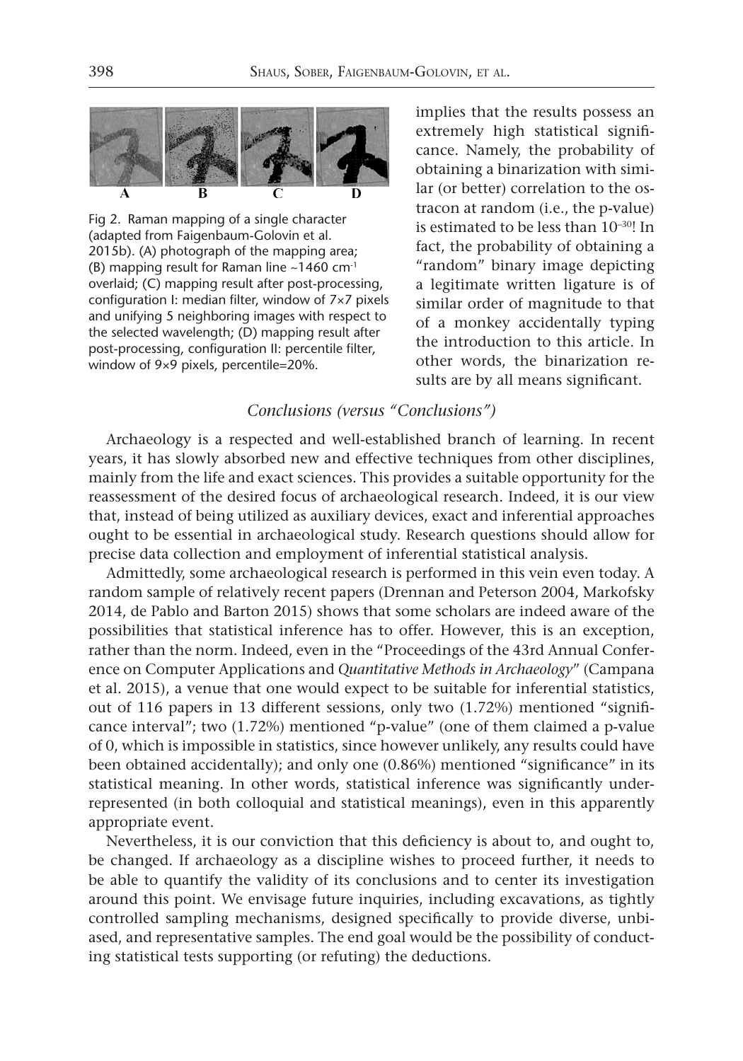Fig 2. Raman mapping of a single character (adapted from Faigenbaum-Golovin et al. 2015b). (A) photograph of the mapping area; (B) mapping result for Raman line ~1460 cm$^{-1}$ overlaid; (C) mapping result after post-processing, configuration I: median filter, window of 7×7 pixels and unifying 5 neighboring images with respect to the selected wavelength; (D) mapping result after post-processing, configuration II: percentile filter, window of 9×9 pixels, percentile=20%.

implies that the results possess an extremely high statistical significance. Namely, the probability of obtaining a binarization with similar (or better) correlation to the ostracon at random (i.e., the p-value) is estimated to be less than $10^{-30}$! In fact, the probability of obtaining a "random" binary image depicting a legitimate written ligature is of similar order of magnitude to that of a monkey accidentally typing the introduction to this article. In other words, the binarization results are by all means significant.

### *Conclusions (versus "Conclusions")*

Archaeology is a respected and well-established branch of learning. In recent years, it has slowly absorbed new and effective techniques from other disciplines, mainly from the life and exact sciences. This provides a suitable opportunity for the reassessment of the desired focus of archaeological research. Indeed, it is our view that, instead of being utilized as auxiliary devices, exact and inferential approaches ought to be essential in archaeological study. Research questions should allow for precise data collection and employment of inferential statistical analysis.

Admittedly, some archaeological research is performed in this vein even today. A random sample of relatively recent papers (Drennan and Peterson 2004, Markofsky 2014, de Pablo and Barton 2015) shows that some scholars are indeed aware of the possibilities that statistical inference has to offer. However, this is an exception, rather than the norm. Indeed, even in the "Proceedings of the 43rd Annual Conference on Computer Applications and *Quantitative Methods in Archaeology*" (Campana et al. 2015), a venue that one would expect to be suitable for inferential statistics, out of 116 papers in 13 different sessions, only two (1.72%) mentioned "significance interval"; two (1.72%) mentioned "p-value" (one of them claimed a p-value of 0, which is impossible in statistics, since however unlikely, any results could have been obtained accidentally); and only one (0.86%) mentioned "significance" in its statistical meaning. In other words, statistical inference was significantly underrepresented (in both colloquial and statistical meanings), even in this apparently appropriate event.

Nevertheless, it is our conviction that this deficiency is about to, and ought to, be changed. If archaeology as a discipline wishes to proceed further, it needs to be able to quantify the validity of its conclusions and to center its investigation around this point. We envisage future inquiries, including excavations, as tightly controlled sampling mechanisms, designed specifically to provide diverse, unbiased, and representative samples. The end goal would be the possibility of conducting statistical tests supporting (or refuting) the deductions.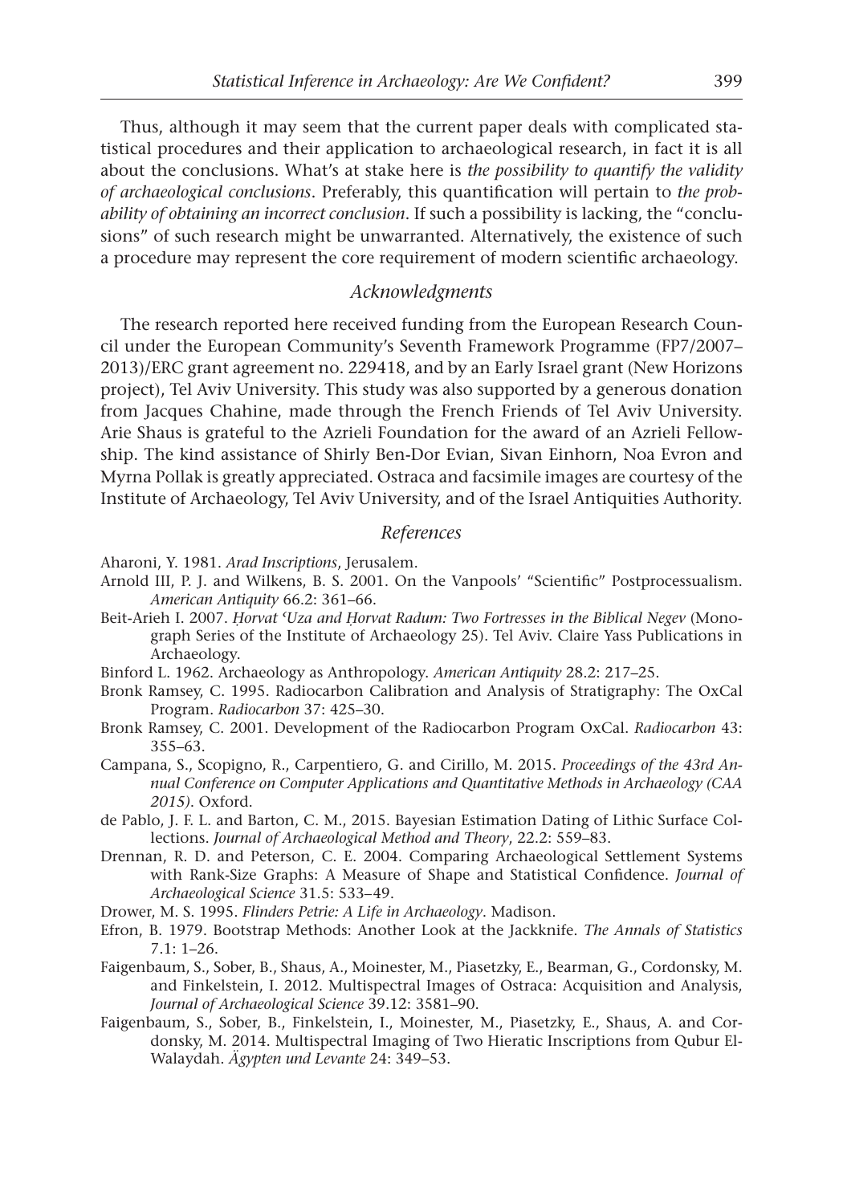Thus, although it may seem that the current paper deals with complicated statistical procedures and their application to archaeological research, in fact it is all about the conclusions. What's at stake here is *the possibility to quantify the validity of archaeological conclusions*. Preferably, this quantification will pertain to *the probability of obtaining an incorrect conclusion*. If such a possibility is lacking, the "conclusions" of such research might be unwarranted. Alternatively, the existence of such a procedure may represent the core requirement of modern scientific archaeology.

## *Acknowledgments*

The research reported here received funding from the European Research Council under the European Community's Seventh Framework Programme (FP7/2007–2013)/ERC grant agreement no. 229418, and by an Early Israel grant (New Horizons project), Tel Aviv University. This study was also supported by a generous donation from Jacques Chahine, made through the French Friends of Tel Aviv University. Arie Shaus is grateful to the Azrieli Foundation for the award of an Azrieli Fellowship. The kind assistance of Shirly Ben-Dor Evian, Sivan Einhorn, Noa Evron and Myrna Pollak is greatly appreciated. Ostraca and facsimile images are courtesy of the Institute of Archaeology, Tel Aviv University, and of the Israel Antiquities Authority.

## *References*

Aharoni, Y. 1981. *Arad Inscriptions*, Jerusalem.

Arnold III, P. J. and Wilkens, B. S. 2001. On the Vanpools' "Scientific" Postprocessualism. *American Antiquity* 66.2: 361–66.

Beit-Arieh I. 2007. *Ḥorvat ʿUza and Ḥorvat Radum: Two Fortresses in the Biblical Negev* (Monograph Series of the Institute of Archaeology 25). Tel Aviv. Claire Yass Publications in Archaeology.

Binford L. 1962. Archaeology as Anthropology. *American Antiquity* 28.2: 217–25.

Bronk Ramsey, C. 1995. Radiocarbon Calibration and Analysis of Stratigraphy: The OxCal Program. *Radiocarbon* 37: 425–30.

Bronk Ramsey, C. 2001. Development of the Radiocarbon Program OxCal. *Radiocarbon* 43: 355–63.

Campana, S., Scopigno, R., Carpentiero, G. and Cirillo, M. 2015. *Proceedings of the 43rd Annual Conference on Computer Applications and Quantitative Methods in Archaeology (CAA 2015)*. Oxford.

de Pablo, J. F. L. and Barton, C. M., 2015. Bayesian Estimation Dating of Lithic Surface Collections. *Journal of Archaeological Method and Theory*, 22.2: 559–83.

Drennan, R. D. and Peterson, C. E. 2004. Comparing Archaeological Settlement Systems with Rank-Size Graphs: A Measure of Shape and Statistical Confidence. *Journal of Archaeological Science* 31.5: 533–49.

Drower, M. S. 1995. *Flinders Petrie: A Life in Archaeology*. Madison.

Efron, B. 1979. Bootstrap Methods: Another Look at the Jackknife. *The Annals of Statistics* 7.1: 1–26.

Faigenbaum, S., Sober, B., Shaus, A., Moinester, M., Piasetzky, E., Bearman, G., Cordonsky, M. and Finkelstein, I. 2012. Multispectral Images of Ostraca: Acquisition and Analysis, *Journal of Archaeological Science* 39.12: 3581–90.

Faigenbaum, S., Sober, B., Finkelstein, I., Moinester, M., Piasetzky, E., Shaus, A. and Cordonsky, M. 2014. Multispectral Imaging of Two Hieratic Inscriptions from Qubur El-Walaydah. *Ägypten und Levante* 24: 349–53.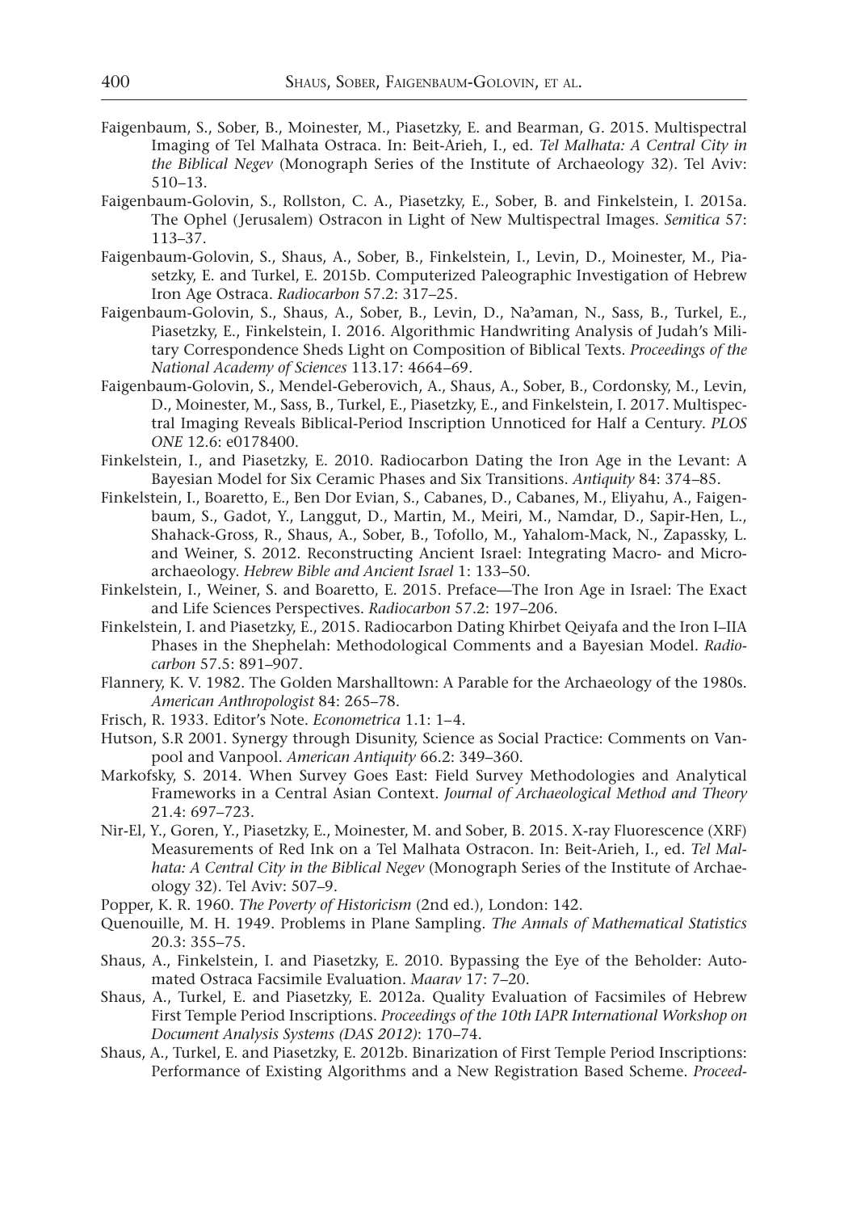Faigenbaum, S., Sober, B., Moinester, M., Piasetzky, E. and Bearman, G. 2015. Multispectral Imaging of Tel Malhata Ostraca. In: Beit-Arieh, I., ed. *Tel Malhata: A Central City in the Biblical Negev* (Monograph Series of the Institute of Archaeology 32). Tel Aviv: 510–13.

Faigenbaum-Golovin, S., Rollston, C. A., Piasetzky, E., Sober, B. and Finkelstein, I. 2015a. The Ophel (Jerusalem) Ostracon in Light of New Multispectral Images. *Semitica* 57: 113–37.

Faigenbaum-Golovin, S., Shaus, A., Sober, B., Finkelstein, I., Levin, D., Moinester, M., Piasetzky, E. and Turkel, E. 2015b. Computerized Paleographic Investigation of Hebrew Iron Age Ostraca. *Radiocarbon* 57.2: 317–25.

Faigenbaum-Golovin, S., Shaus, A., Sober, B., Levin, D., Na'aman, N., Sass, B., Turkel, E., Piasetzky, E., Finkelstein, I. 2016. Algorithmic Handwriting Analysis of Judah's Military Correspondence Sheds Light on Composition of Biblical Texts. *Proceedings of the National Academy of Sciences* 113.17: 4664–69.

Faigenbaum-Golovin, S., Mendel-Geberovich, A., Shaus, A., Sober, B., Cordonsky, M., Levin, D., Moinester, M., Sass, B., Turkel, E., Piasetzky, E., and Finkelstein, I. 2017. Multispectral Imaging Reveals Biblical-Period Inscription Unnoticed for Half a Century. *PLOS ONE* 12.6: e0178400.

Finkelstein, I., and Piasetzky, E. 2010. Radiocarbon Dating the Iron Age in the Levant: A Bayesian Model for Six Ceramic Phases and Six Transitions. *Antiquity* 84: 374–85.

Finkelstein, I., Boaretto, E., Ben Dor Evian, S., Cabanes, D., Cabanes, M., Eliyahu, A., Faigenbaum, S., Gadot, Y., Langgut, D., Martin, M., Meiri, M., Namdar, D., Sapir-Hen, L., Shahack-Gross, R., Shaus, A., Sober, B., Tofollo, M., Yahalom-Mack, N., Zapassky, L. and Weiner, S. 2012. Reconstructing Ancient Israel: Integrating Macro- and Micro-archaeology. *Hebrew Bible and Ancient Israel* 1: 133–50.

Finkelstein, I., Weiner, S. and Boaretto, E. 2015. Preface—The Iron Age in Israel: The Exact and Life Sciences Perspectives. *Radiocarbon* 57.2: 197–206.

Finkelstein, I. and Piasetzky, E., 2015. Radiocarbon Dating Khirbet Qeiyafa and the Iron I–IIA Phases in the Shephelah: Methodological Comments and a Bayesian Model. *Radiocarbon* 57.5: 891–907.

Flannery, K. V. 1982. The Golden Marshalltown: A Parable for the Archaeology of the 1980s. *American Anthropologist* 84: 265–78.

Frisch, R. 1933. Editor's Note. *Econometrica* 1.1: 1–4.

Hutson, S.R 2001. Synergy through Disunity, Science as Social Practice: Comments on Vanpool and Vanpool. *American Antiquity* 66.2: 349–360.

Markofsky, S. 2014. When Survey Goes East: Field Survey Methodologies and Analytical Frameworks in a Central Asian Context. *Journal of Archaeological Method and Theory* 21.4: 697–723.

Nir-El, Y., Goren, Y., Piasetzky, E., Moinester, M. and Sober, B. 2015. X-ray Fluorescence (XRF) Measurements of Red Ink on a Tel Malhata Ostracon. In: Beit-Arieh, I., ed. *Tel Malhata: A Central City in the Biblical Negev* (Monograph Series of the Institute of Archaeology 32). Tel Aviv: 507–9.

Popper, K. R. 1960. *The Poverty of Historicism* (2nd ed.), London: 142.

Quenouille, M. H. 1949. Problems in Plane Sampling. *The Annals of Mathematical Statistics* 20.3: 355–75.

Shaus, A., Finkelstein, I. and Piasetzky, E. 2010. Bypassing the Eye of the Beholder: Automated Ostraca Facsimile Evaluation. *Maarav* 17: 7–20.

Shaus, A., Turkel, E. and Piasetzky, E. 2012a. Quality Evaluation of Facsimiles of Hebrew First Temple Period Inscriptions. *Proceedings of the 10th IAPR International Workshop on Document Analysis Systems (DAS 2012)*: 170–74.

Shaus, A., Turkel, E. and Piasetzky, E. 2012b. Binarization of First Temple Period Inscriptions: Performance of Existing Algorithms and a New Registration Based Scheme. *Proceed-*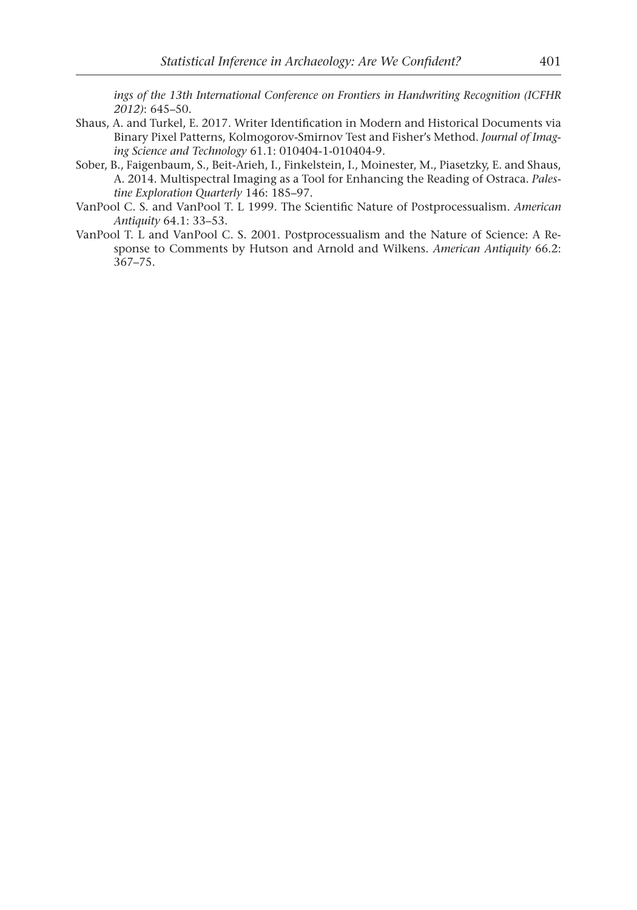*ings of the 13th International Conference on Frontiers in Handwriting Recognition (ICFHR 2012)*: 645–50.

Shaus, A. and Turkel, E. 2017. Writer Identification in Modern and Historical Documents via Binary Pixel Patterns, Kolmogorov-Smirnov Test and Fisher's Method. *Journal of Imaging Science and Technology* 61.1: 010404-1-010404-9.

Sober, B., Faigenbaum, S., Beit-Arieh, I., Finkelstein, I., Moinester, M., Piasetzky, E. and Shaus, A. 2014. Multispectral Imaging as a Tool for Enhancing the Reading of Ostraca. *Palestine Exploration Quarterly* 146: 185–97.

VanPool C. S. and VanPool T. L 1999. The Scientific Nature of Postprocessualism. *American Antiquity* 64.1: 33–53.

VanPool T. L and VanPool C. S. 2001. Postprocessualism and the Nature of Science: A Response to Comments by Hutson and Arnold and Wilkens. *American Antiquity* 66.2: 367–75.